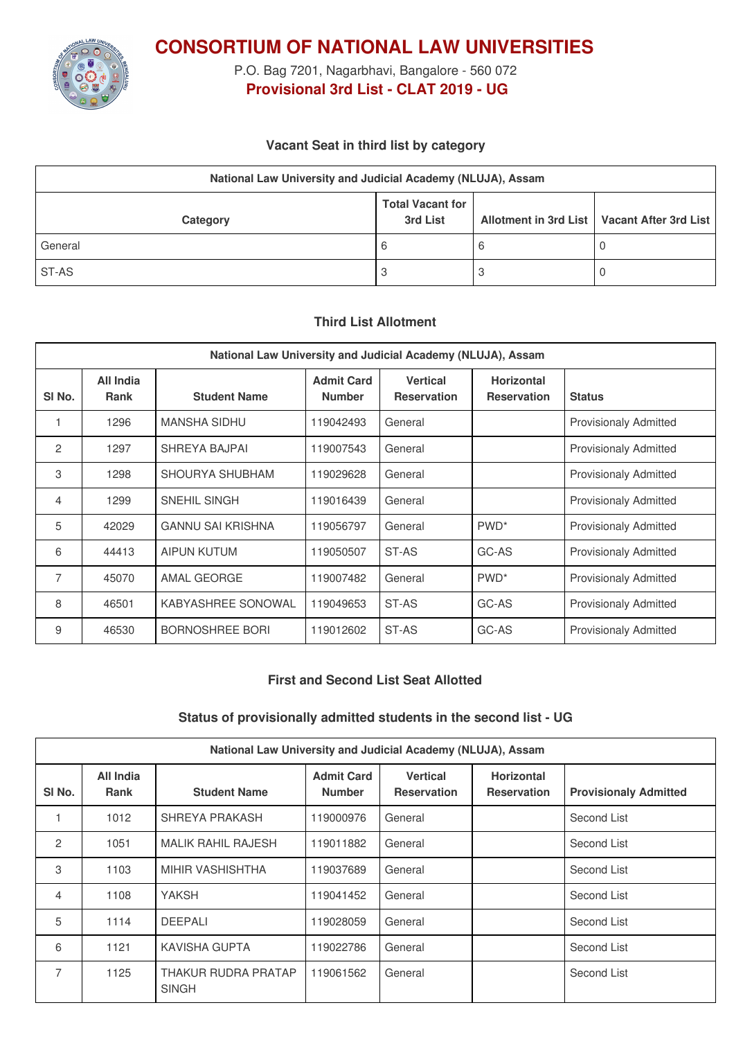# CONSORTIUM OF NATIONAL LAW UNIVERSITIES

P.O. Bag 7201, Nagarbhavi, Bangalore - 560 072

**Provisional 3rd List - CLAT 2019 - UG**

### Vacant Seat in third list by category

| National Law University and Judicial Academy (NLUJA), Assam | | | |
|---|---|---|---|
| Category | Total Vacant for 3rd List | Allotment in 3rd List | Vacant After 3rd List |
| General | 6 | 6 | 0 |
| ST-AS | 3 | 3 | 0 |

### Third List Allotment

| National Law University and Judicial Academy (NLUJA), Assam | | | | | | |
|---|---|---|---|---|---|---|
| Sl No. | All India Rank | Student Name | Admit Card Number | Vertical Reservation | Horizontal Reservation | Status |
| 1 | 1296 | MANSHA SIDHU | 119042493 | General | | Provisionaly Admitted |
| 2 | 1297 | SHREYA BAJPAI | 119007543 | General | | Provisionaly Admitted |
| 3 | 1298 | SHOURYA SHUBHAM | 119029628 | General | | Provisionaly Admitted |
| 4 | 1299 | SNEHIL SINGH | 119016439 | General | | Provisionaly Admitted |
| 5 | 42029 | GANNU SAI KRISHNA | 119056797 | General | PWD* | Provisionaly Admitted |
| 6 | 44413 | AIPUN KUTUM | 119050507 | ST-AS | GC-AS | Provisionaly Admitted |
| 7 | 45070 | AMAL GEORGE | 119007482 | General | PWD* | Provisionaly Admitted |
| 8 | 46501 | KABYASHREE SONOWAL | 119049653 | ST-AS | GC-AS | Provisionaly Admitted |
| 9 | 46530 | BORNOSHREE BORI | 119012602 | ST-AS | GC-AS | Provisionaly Admitted |

### First and Second List Seat Allotted

### Status of provisionally admitted students in the second list - UG

| National Law University and Judicial Academy (NLUJA), Assam | | | | | | |
|---|---|---|---|---|---|---|
| Sl No. | All India Rank | Student Name | Admit Card Number | Vertical Reservation | Horizontal Reservation | Provisionaly Admitted |
| 1 | 1012 | SHREYA PRAKASH | 119000976 | General | | Second List |
| 2 | 1051 | MALIK RAHIL RAJESH | 119011882 | General | | Second List |
| 3 | 1103 | MIHIR VASHISHTHA | 119037689 | General | | Second List |
| 4 | 1108 | YAKSH | 119041452 | General | | Second List |
| 5 | 1114 | DEEPALI | 119028059 | General | | Second List |
| 6 | 1121 | KAVISHA GUPTA | 119022786 | General | | Second List |
| 7 | 1125 | THAKUR RUDRA PRATAP SINGH | 119061562 | General | | Second List |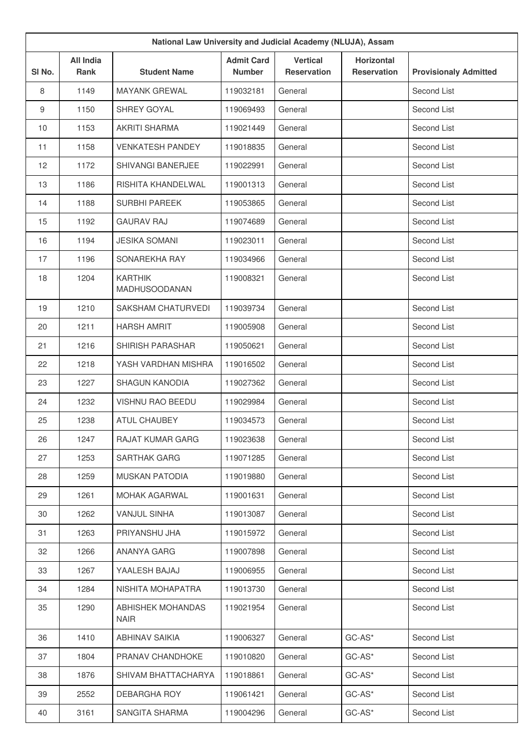| National Law University and Judicial Academy (NLUJA), Assam | | | | | | |
|---|---|---|---|---|---|---|
| Sl No. | All India Rank | Student Name | Admit Card Number | Vertical Reservation | Horizontal Reservation | Provisionaly Admitted |
| 8 | 1149 | MAYANK GREWAL | 119032181 | General | | Second List |
| 9 | 1150 | SHREY GOYAL | 119069493 | General | | Second List |
| 10 | 1153 | AKRITI SHARMA | 119021449 | General | | Second List |
| 11 | 1158 | VENKATESH PANDEY | 119018835 | General | | Second List |
| 12 | 1172 | SHIVANGI BANERJEE | 119022991 | General | | Second List |
| 13 | 1186 | RISHITA KHANDELWAL | 119001313 | General | | Second List |
| 14 | 1188 | SURBHI PAREEK | 119053865 | General | | Second List |
| 15 | 1192 | GAURAV RAJ | 119074689 | General | | Second List |
| 16 | 1194 | JESIKA SOMANI | 119023011 | General | | Second List |
| 17 | 1196 | SONAREKHA RAY | 119034966 | General | | Second List |
| 18 | 1204 | KARTHIK MADHUSOODANAN | 119008321 | General | | Second List |
| 19 | 1210 | SAKSHAM CHATURVEDI | 119039734 | General | | Second List |
| 20 | 1211 | HARSH AMRIT | 119005908 | General | | Second List |
| 21 | 1216 | SHIRISH PARASHAR | 119050621 | General | | Second List |
| 22 | 1218 | YASH VARDHAN MISHRA | 119016502 | General | | Second List |
| 23 | 1227 | SHAGUN KANODIA | 119027362 | General | | Second List |
| 24 | 1232 | VISHNU RAO BEEDU | 119029984 | General | | Second List |
| 25 | 1238 | ATUL CHAUBEY | 119034573 | General | | Second List |
| 26 | 1247 | RAJAT KUMAR GARG | 119023638 | General | | Second List |
| 27 | 1253 | SARTHAK GARG | 119071285 | General | | Second List |
| 28 | 1259 | MUSKAN PATODIA | 119019880 | General | | Second List |
| 29 | 1261 | MOHAK AGARWAL | 119001631 | General | | Second List |
| 30 | 1262 | VANJUL SINHA | 119013087 | General | | Second List |
| 31 | 1263 | PRIYANSHU JHA | 119015972 | General | | Second List |
| 32 | 1266 | ANANYA GARG | 119007898 | General | | Second List |
| 33 | 1267 | YAALESH BAJAJ | 119006955 | General | | Second List |
| 34 | 1284 | NISHITA MOHAPATRA | 119013730 | General | | Second List |
| 35 | 1290 | ABHISHEK MOHANDAS NAIR | 119021954 | General | | Second List |
| 36 | 1410 | ABHINAV SAIKIA | 119006327 | General | GC-AS* | Second List |
| 37 | 1804 | PRANAV CHANDHOKE | 119010820 | General | GC-AS* | Second List |
| 38 | 1876 | SHIVAM BHATTACHARYA | 119018861 | General | GC-AS* | Second List |
| 39 | 2552 | DEBARGHA ROY | 119061421 | General | GC-AS* | Second List |
| 40 | 3161 | SANGITA SHARMA | 119004296 | General | GC-AS* | Second List |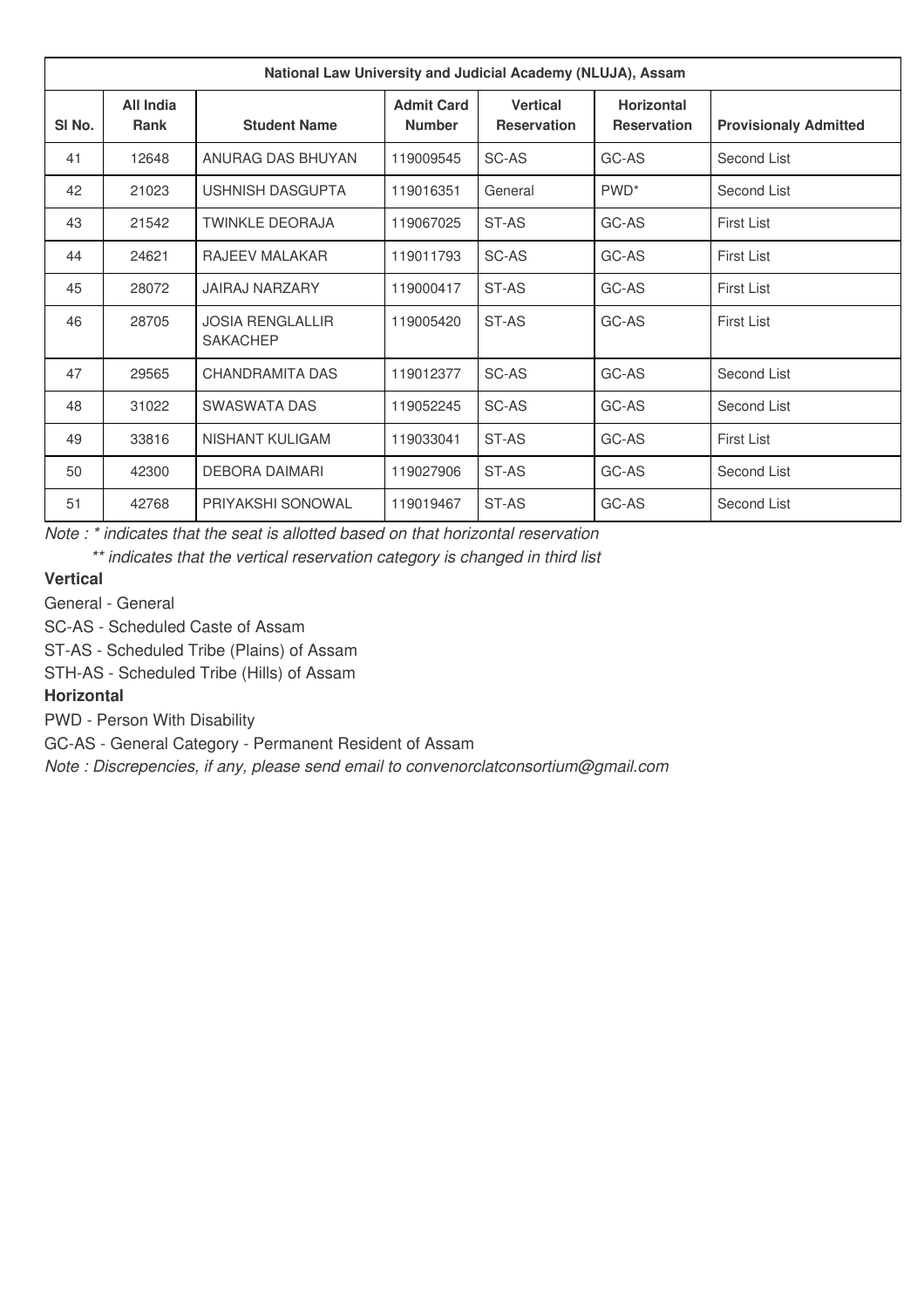| National Law University and Judicial Academy (NLUJA), Assam | | | | | | |
|---|---|---|---|---|---|---|
| Sl No. | All India Rank | Student Name | Admit Card Number | Vertical Reservation | Horizontal Reservation | Provisionaly Admitted |
| 41 | 12648 | ANURAG DAS BHUYAN | 119009545 | SC-AS | GC-AS | Second List |
| 42 | 21023 | USHNISH DASGUPTA | 119016351 | General | PWD* | Second List |
| 43 | 21542 | TWINKLE DEORAJA | 119067025 | ST-AS | GC-AS | First List |
| 44 | 24621 | RAJEEV MALAKAR | 119011793 | SC-AS | GC-AS | First List |
| 45 | 28072 | JAIRAJ NARZARY | 119000417 | ST-AS | GC-AS | First List |
| 46 | 28705 | JOSIA RENGLALLIR SAKACHEP | 119005420 | ST-AS | GC-AS | First List |
| 47 | 29565 | CHANDRAMITA DAS | 119012377 | SC-AS | GC-AS | Second List |
| 48 | 31022 | SWASWATA DAS | 119052245 | SC-AS | GC-AS | Second List |
| 49 | 33816 | NISHANT KULIGAM | 119033041 | ST-AS | GC-AS | First List |
| 50 | 42300 | DEBORA DAIMARI | 119027906 | ST-AS | GC-AS | Second List |
| 51 | 42768 | PRIYAKSHI SONOWAL | 119019467 | ST-AS | GC-AS | Second List |

*Note : * indicates that the seat is allotted based on that horizontal reservation*

*** indicates that the vertical reservation category is changed in third list*

**Vertical**

General - General

SC-AS - Scheduled Caste of Assam

ST-AS - Scheduled Tribe (Plains) of Assam

STH-AS - Scheduled Tribe (Hills) of Assam

**Horizontal**

PWD - Person With Disability

GC-AS - General Category - Permanent Resident of Assam

*Note : Discrepencies, if any, please send email to convenorclatconsortium@gmail.com*